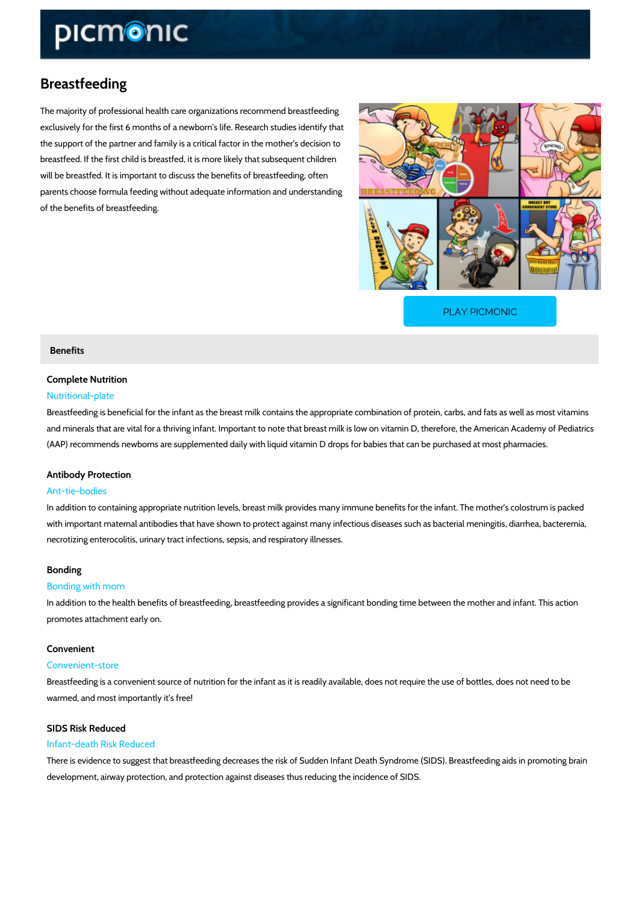# Breastfeeding

The majority of professional health care organizations recommend breastfeeding exclusively for the first 6 months of a newborn's life. Research studies identify that the support of the partner and family is a critical factor in the mother's decision to breastfeed. If the first child is breastfed, it is more likely that subsequent children will be breastfed. It is important to discuss the benefits of breastfeeding, often parents choose formula feeding without adequate information and understanding of the benefits of breastfeeding.

PLAY PICMONIC

## Benefits

### Complete Nutrition

Nutritional-plate

Breastfeeding is beneficial for the infant as the breast milk contains the appropriate combination of protein, carbs, and fats as well as most vitamins and minerals that are vital for a thriving infant. Important to note that breast milk is low on vitamin D, therefore, the American Academy of Pediatrics (AAP) recommends newborns are supplemented daily with liquid vitamin D drops for babies that can be purchased at most pharmacies.

### Antibody Protection

Ant-tie-bodies

In addition to containing appropriate nutrition levels, breast milk provides many immune benefits for the infant. The mother's colostrum is packed with important maternal antibodies that have shown to protect against many infectious diseases such as bacterial meningitis, diarrhea, bacteremia, necrotizing enterocolitis, urinary tract infections, sepsis, and respiratory illnesses.

### Bonding

Bonding with mom

In addition to the health benefits of breastfeeding, breastfeeding provides a significant bonding time between the mother and infant. This action promotes attachment early on.

### Convenient

Convenient-store

Breastfeeding is a convenient source of nutrition for the infant as it is readily available, does not require the use of bottles, does not need to be warmed, and most importantly it's free!

### SIDS Risk Reduced

Infant-death Risk Reduced

There is evidence to suggest that breastfeeding decreases the risk of Sudden Infant Death Syndrome (SIDS). Breastfeeding aids in promoting brain development, airway protection, and protection against diseases thus reducing the incidence of SIDS.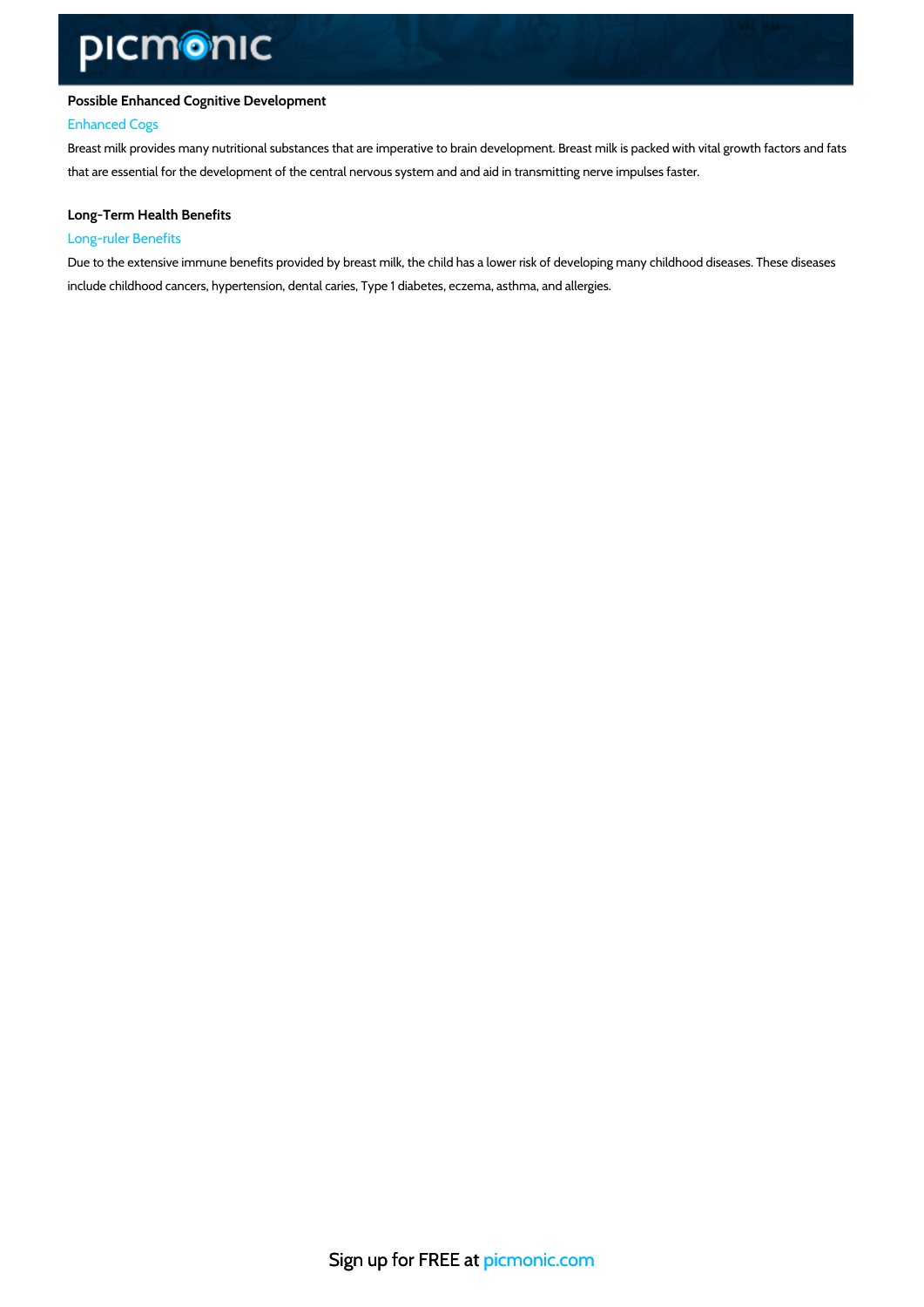### Possible Enhanced Cognitive Development

Enhanced Cogs

Breast milk provides many nutritional substances that are imperative to brain development. Breast milk is packed with vital growth factors and fats that are essential for the development of the central nervous system and and aid in transmitting nerve impulses faster.

### Long-Term Health Benefits

Long-ruler Benefits

Due to the extensive immune benefits provided by breast milk, the child has a lower risk of developing many childhood diseases. These diseases include childhood cancers, hypertension, dental caries, Type 1 diabetes, eczema, asthma, and allergies.